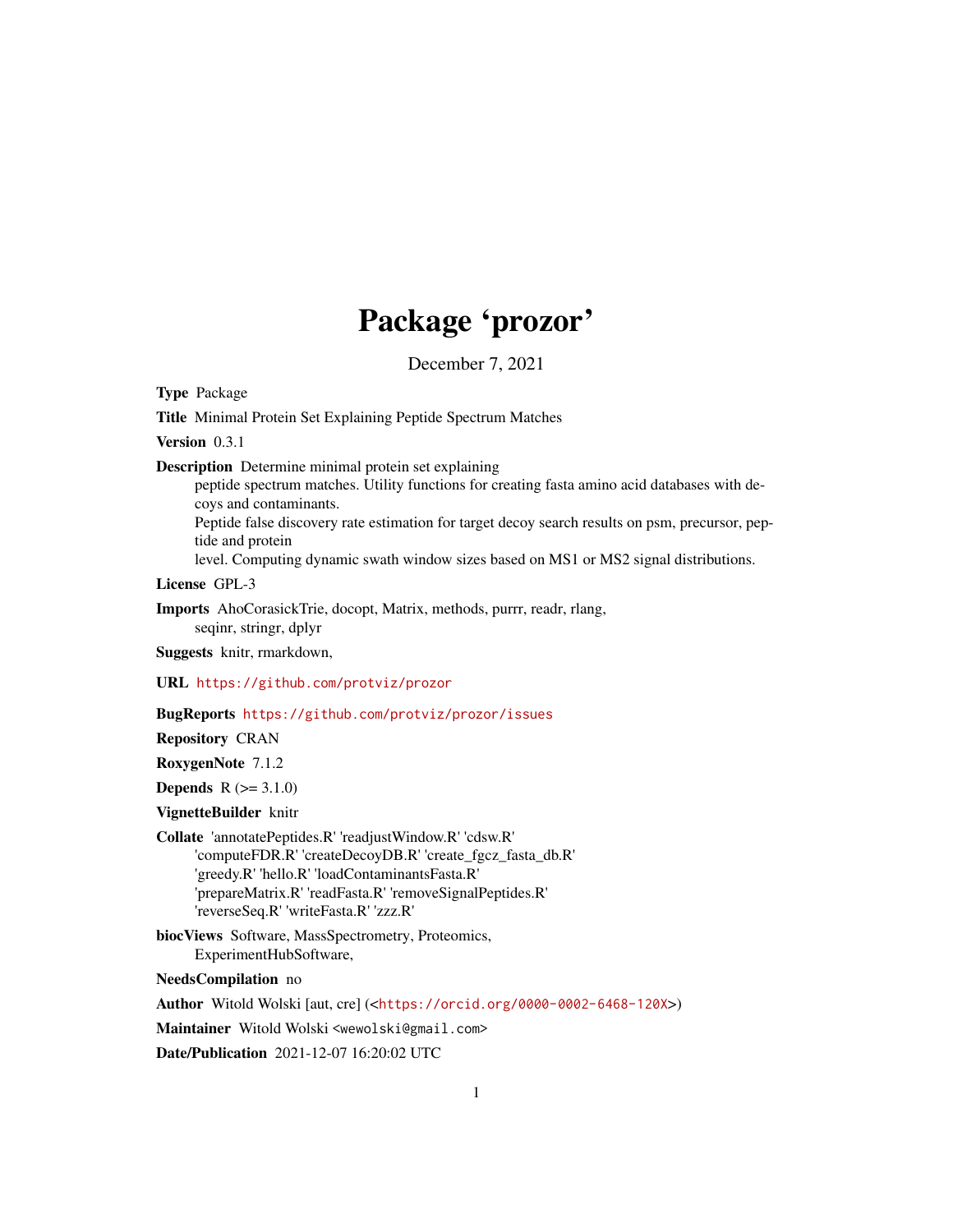# Package 'prozor'

December 7, 2021

**Type** Package

**Title** Minimal Protein Set Explaining Peptide Spectrum Matches

**Version** 0.3.1

**Description** Determine minimal protein set explaining
peptide spectrum matches. Utility functions for creating fasta amino acid databases with decoys and contaminants.
Peptide false discovery rate estimation for target decoy search results on psm, precursor, peptide and protein
level. Computing dynamic swath window sizes based on MS1 or MS2 signal distributions.

**License** GPL-3

**Imports** AhoCorasickTrie, docopt, Matrix, methods, purrr, readr, rlang,
seqinr, stringr, dplyr

**Suggests** knitr, rmarkdown,

**URL** https://github.com/protviz/prozor

**BugReports** https://github.com/protviz/prozor/issues

**Repository** CRAN

**RoxygenNote** 7.1.2

**Depends** R (>= 3.1.0)

**VignetteBuilder** knitr

**Collate** 'annotatePeptides.R' 'readjustWindow.R' 'cdsw.R'
'computeFDR.R' 'createDecoyDB.R' 'create_fgcz_fasta_db.R'
'greedy.R' 'hello.R' 'loadContaminantsFasta.R'
'prepareMatrix.R' 'readFasta.R' 'removeSignalPeptides.R'
'reverseSeq.R' 'writeFasta.R' 'zzz.R'

**biocViews** Software, MassSpectrometry, Proteomics,
ExperimentHubSoftware,

**NeedsCompilation** no

**Author** Witold Wolski [aut, cre] (<https://orcid.org/0000-0002-6468-120X>)

**Maintainer** Witold Wolski <wewolski@gmail.com>

**Date/Publication** 2021-12-07 16:20:02 UTC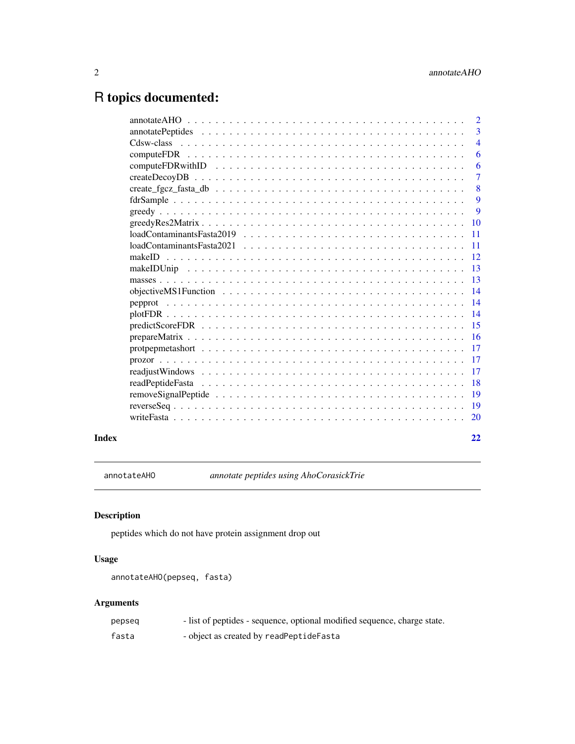# R topics documented:

| | |
|---|---|
| annotateAHO | 2 |
| annotatePeptides | 3 |
| Cdsw-class | 4 |
| computeFDR | 6 |
| computeFDRwithID | 6 |
| createDecoyDB | 7 |
| create_fgcz_fasta_db | 8 |
| fdrSample | 9 |
| greedy | 9 |
| greedyRes2Matrix | 10 |
| loadContaminantsFasta2019 | 11 |
| loadContaminantsFasta2021 | 11 |
| makeID | 12 |
| makeIDUnip | 13 |
| masses | 13 |
| objectiveMS1Function | 14 |
| pepprot | 14 |
| plotFDR | 14 |
| predictScoreFDR | 15 |
| prepareMatrix | 16 |
| protpepmetashort | 17 |
| prozor | 17 |
| readjustWindows | 17 |
| readPeptideFasta | 18 |
| removeSignalPeptide | 19 |
| reverseSeq | 19 |
| writeFasta | 20 |
| **Index** | **22** |

---

`annotateAHO` *annotate peptides using AhoCorasickTrie*

---

## Description

peptides which do not have protein assignment drop out

## Usage

```
annotateAHO(pepseq, fasta)
```

## Arguments

| | |
|---|---|
| `pepseq` | - list of peptides - sequence, optional modified sequence, charge state. |
| `fasta` | - object as created by `readPeptideFasta` |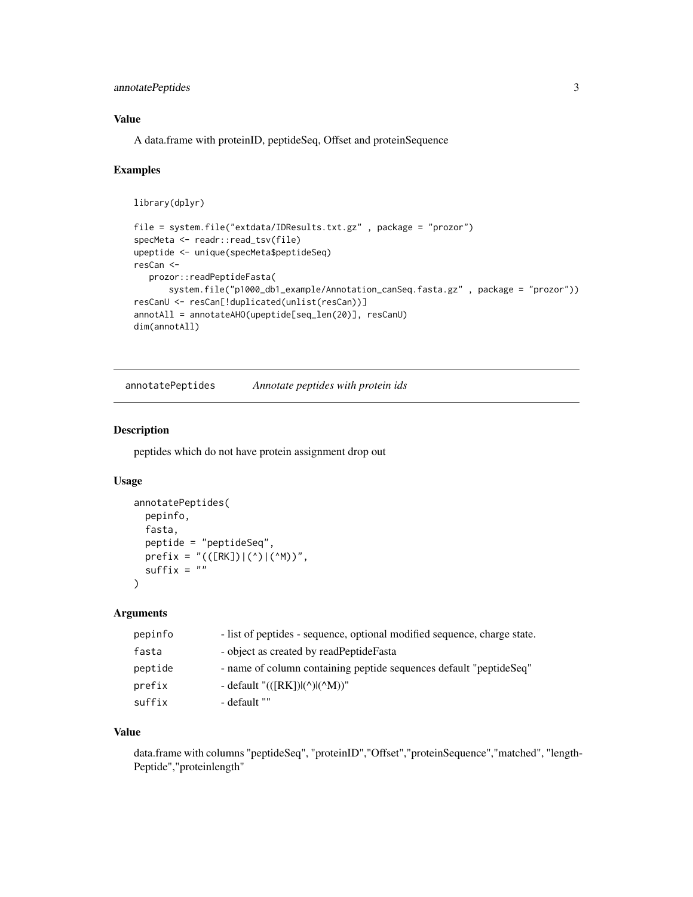### Value

A data.frame with proteinID, peptideSeq, Offset and proteinSequence

### Examples

```
library(dplyr)

file = system.file("extdata/IDResults.txt.gz" , package = "prozor")
specMeta <- readr::read_tsv(file)
upeptide <- unique(specMeta$peptideSeq)
resCan <-
   prozor::readPeptideFasta(
      system.file("p1000_db1_example/Annotation_canSeq.fasta.gz" , package = "prozor"))
resCanU <- resCan[!duplicated(unlist(resCan))]
annotAll = annotateAHO(upeptide[seq_len(20)], resCanU)
dim(annotAll)
```

---

## annotatePeptides — *Annotate peptides with protein ids*

### Description

peptides which do not have protein assignment drop out

### Usage

```
annotatePeptides(
  pepinfo,
  fasta,
  peptide = "peptideSeq",
  prefix = "(([RK])|(^)|(^M))",
  suffix = ""
)
```

### Arguments

| | |
|---|---|
| pepinfo | - list of peptides - sequence, optional modified sequence, charge state. |
| fasta | - object as created by readPeptideFasta |
| peptide | - name of column containing peptide sequences default "peptideSeq" |
| prefix | - default "(([RK])\|(^)\|(^M))" |
| suffix | - default "" |

### Value

data.frame with columns "peptideSeq", "proteinID","Offset","proteinSequence","matched", "lengthPeptide","proteinlength"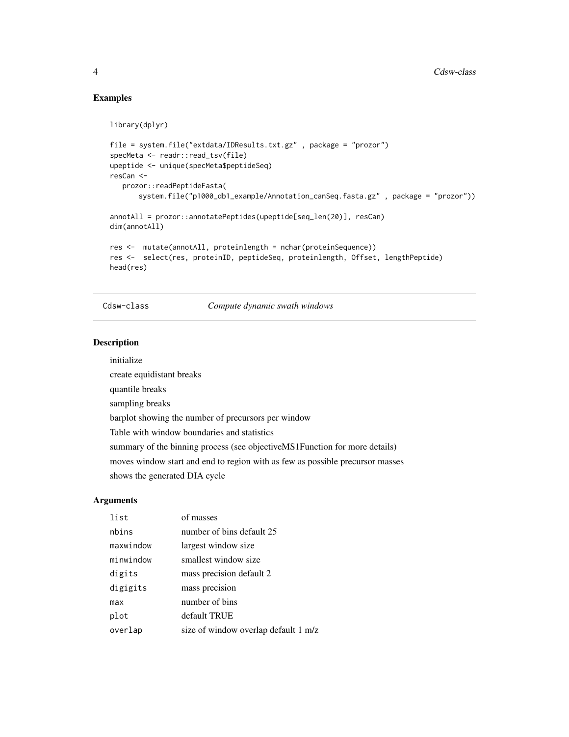## Examples

```
library(dplyr)

file = system.file("extdata/IDResults.txt.gz" , package = "prozor")
specMeta <- readr::read_tsv(file)
upeptide <- unique(specMeta$peptideSeq)
resCan <-
   prozor::readPeptideFasta(
       system.file("p1000_db1_example/Annotation_canSeq.fasta.gz" , package = "prozor"))

annotAll = prozor::annotatePeptides(upeptide[seq_len(20)], resCan)
dim(annotAll)

res <-  mutate(annotAll, proteinlength = nchar(proteinSequence))
res <-  select(res, proteinID, peptideSeq, proteinlength, Offset, lengthPeptide)
head(res)
```

---

Cdsw-class    *Compute dynamic swath windows*

---

## Description

initialize

create equidistant breaks

quantile breaks

sampling breaks

barplot showing the number of precursors per window

Table with window boundaries and statistics

summary of the binning process (see objectiveMS1Function for more details)

moves window start and end to region with as few as possible precursor masses

shows the generated DIA cycle

## Arguments

| | |
|---|---|
| `list` | of masses |
| `nbins` | number of bins default 25 |
| `maxwindow` | largest window size |
| `minwindow` | smallest window size |
| `digits` | mass precision default 2 |
| `digigits` | mass precision |
| `max` | number of bins |
| `plot` | default TRUE |
| `overlap` | size of window overlap default 1 m/z |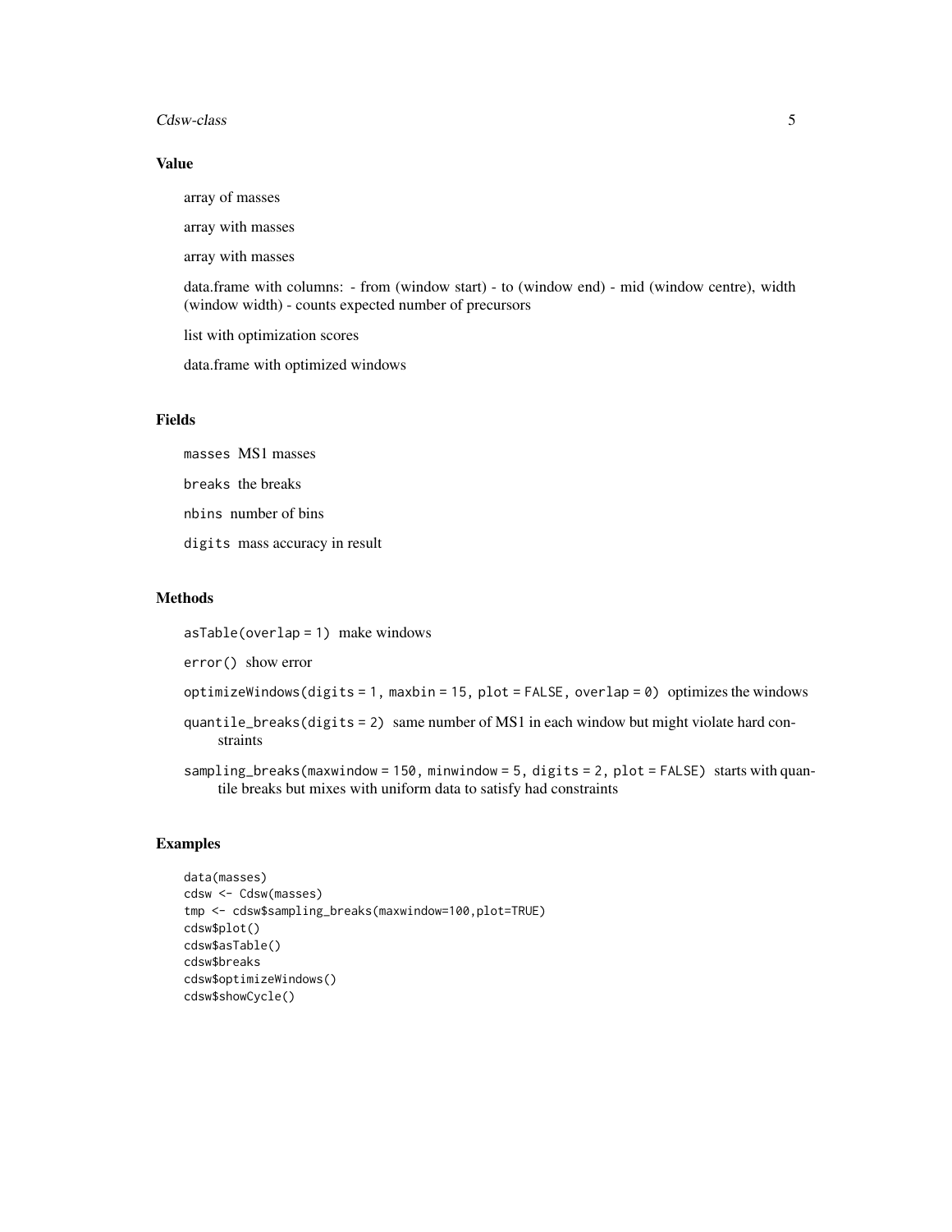## Value

array of masses

array with masses

array with masses

data.frame with columns: - from (window start) - to (window end) - mid (window centre), width (window width) - counts expected number of precursors

list with optimization scores

data.frame with optimized windows

## Fields

`masses` MS1 masses

`breaks` the breaks

`nbins` number of bins

`digits` mass accuracy in result

## Methods

`asTable(overlap = 1)` make windows

`error()` show error

`optimizeWindows(digits = 1, maxbin = 15, plot = FALSE, overlap = 0)` optimizes the windows

`quantile_breaks(digits = 2)` same number of MS1 in each window but might violate hard constraints

`sampling_breaks(maxwindow = 150, minwindow = 5, digits = 2, plot = FALSE)` starts with quantile breaks but mixes with uniform data to satisfy had constraints

## Examples

```
data(masses)
cdsw <- Cdsw(masses)
tmp <- cdsw$sampling_breaks(maxwindow=100,plot=TRUE)
cdsw$plot()
cdsw$asTable()
cdsw$breaks
cdsw$optimizeWindows()
cdsw$showCycle()
```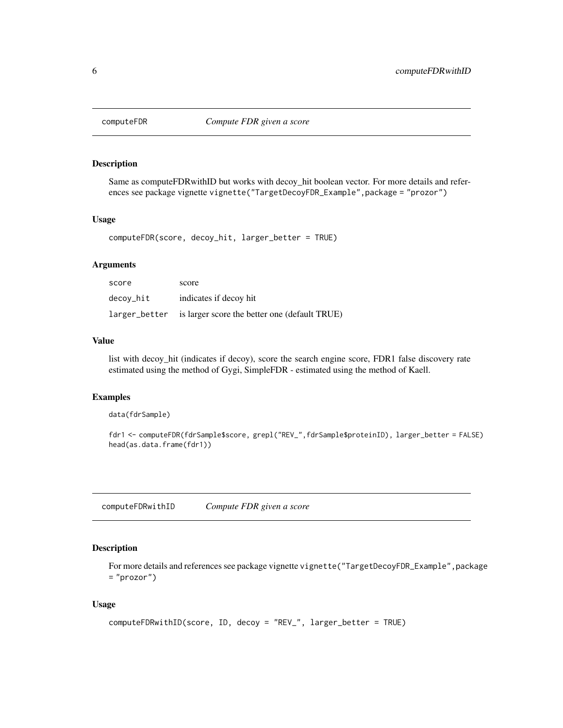## computeFDR *Compute FDR given a score*

### Description

Same as computeFDRwithID but works with decoy_hit boolean vector. For more details and references see package vignette `vignette("TargetDecoyFDR_Example",package = "prozor")`

### Usage

```
computeFDR(score, decoy_hit, larger_better = TRUE)
```

### Arguments

| | |
|---|---|
| `score` | score |
| `decoy_hit` | indicates if decoy hit |
| `larger_better` | is larger score the better one (default TRUE) |

### Value

list with decoy_hit (indicates if decoy), score the search engine score, FDR1 false discovery rate estimated using the method of Gygi, SimpleFDR - estimated using the method of Kaell.

### Examples

```
data(fdrSample)

fdr1 <- computeFDR(fdrSample$score, grepl("REV_",fdrSample$proteinID), larger_better = FALSE)
head(as.data.frame(fdr1))
```

## computeFDRwithID *Compute FDR given a score*

### Description

For more details and references see package vignette `vignette("TargetDecoyFDR_Example",package = "prozor")`

### Usage

```
computeFDRwithID(score, ID, decoy = "REV_", larger_better = TRUE)
```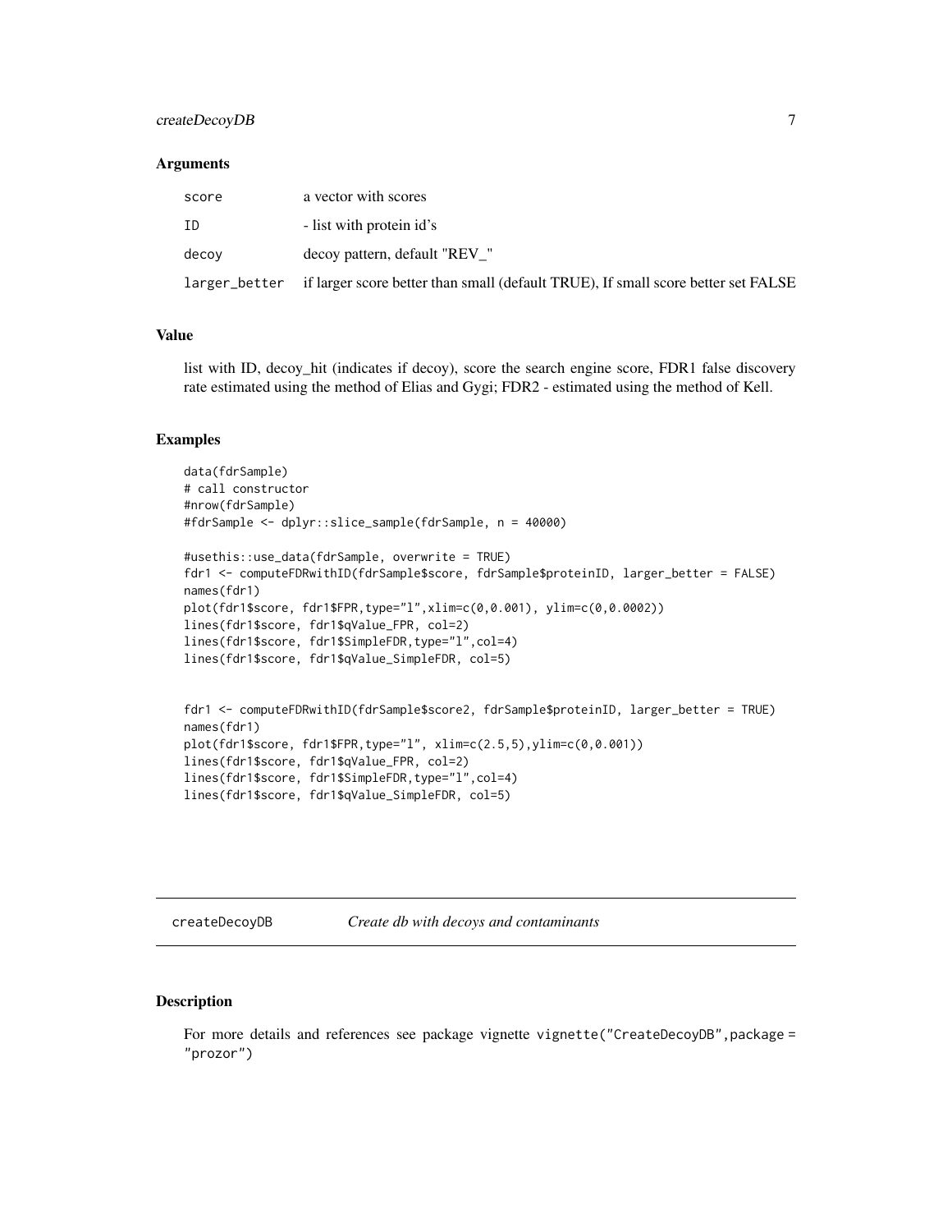### Arguments

| | |
|---|---|
| score | a vector with scores |
| ID | - list with protein id's |
| decoy | decoy pattern, default "REV_" |
| larger_better | if larger score better than small (default TRUE), If small score better set FALSE |

### Value

list with ID, decoy_hit (indicates if decoy), score the search engine score, FDR1 false discovery rate estimated using the method of Elias and Gygi; FDR2 - estimated using the method of Kell.

### Examples

```
data(fdrSample)
# call constructor
#nrow(fdrSample)
#fdrSample <- dplyr::slice_sample(fdrSample, n = 40000)

#usethis::use_data(fdrSample, overwrite = TRUE)
fdr1 <- computeFDRwithID(fdrSample$score, fdrSample$proteinID, larger_better = FALSE)
names(fdr1)
plot(fdr1$score, fdr1$FPR,type="l",xlim=c(0,0.001), ylim=c(0,0.0002))
lines(fdr1$score, fdr1$qValue_FPR, col=2)
lines(fdr1$score, fdr1$SimpleFDR,type="l",col=4)
lines(fdr1$score, fdr1$qValue_SimpleFDR, col=5)


fdr1 <- computeFDRwithID(fdrSample$score2, fdrSample$proteinID, larger_better = TRUE)
names(fdr1)
plot(fdr1$score, fdr1$FPR,type="l", xlim=c(2.5,5),ylim=c(0,0.001))
lines(fdr1$score, fdr1$qValue_FPR, col=2)
lines(fdr1$score, fdr1$SimpleFDR,type="l",col=4)
lines(fdr1$score, fdr1$qValue_SimpleFDR, col=5)
```

---

## createDecoyDB *Create db with decoys and contaminants*

### Description

For more details and references see package vignette `vignette("CreateDecoyDB",package = "prozor")`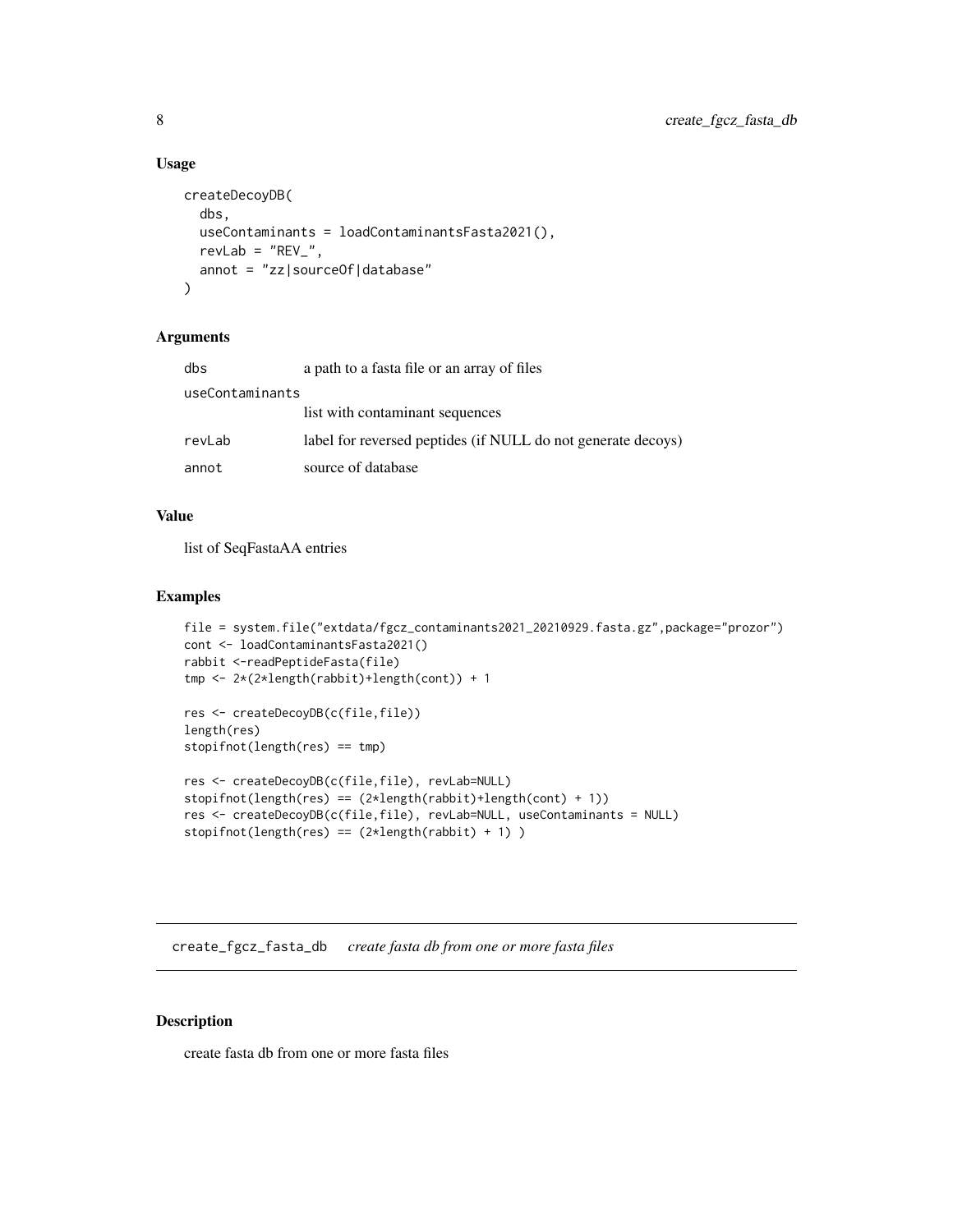### Usage

```
createDecoyDB(
  dbs,
  useContaminants = loadContaminantsFasta2021(),
  revLab = "REV_",
  annot = "zz|sourceOf|database"
)
```

### Arguments

| | |
|---|---|
| dbs | a path to a fasta file or an array of files |
| useContaminants | list with contaminant sequences |
| revLab | label for reversed peptides (if NULL do not generate decoys) |
| annot | source of database |

### Value

list of SeqFastaAA entries

### Examples

```
file = system.file("extdata/fgcz_contaminants2021_20210929.fasta.gz",package="prozor")
cont <- loadContaminantsFasta2021()
rabbit <-readPeptideFasta(file)
tmp <- 2*(2*length(rabbit)+length(cont)) + 1

res <- createDecoyDB(c(file,file))
length(res)
stopifnot(length(res) == tmp)

res <- createDecoyDB(c(file,file), revLab=NULL)
stopifnot(length(res) == (2*length(rabbit)+length(cont) + 1))
res <- createDecoyDB(c(file,file), revLab=NULL, useContaminants = NULL)
stopifnot(length(res) == (2*length(rabbit) + 1) )
```

---

## create_fgcz_fasta_db *create fasta db from one or more fasta files*

### Description

create fasta db from one or more fasta files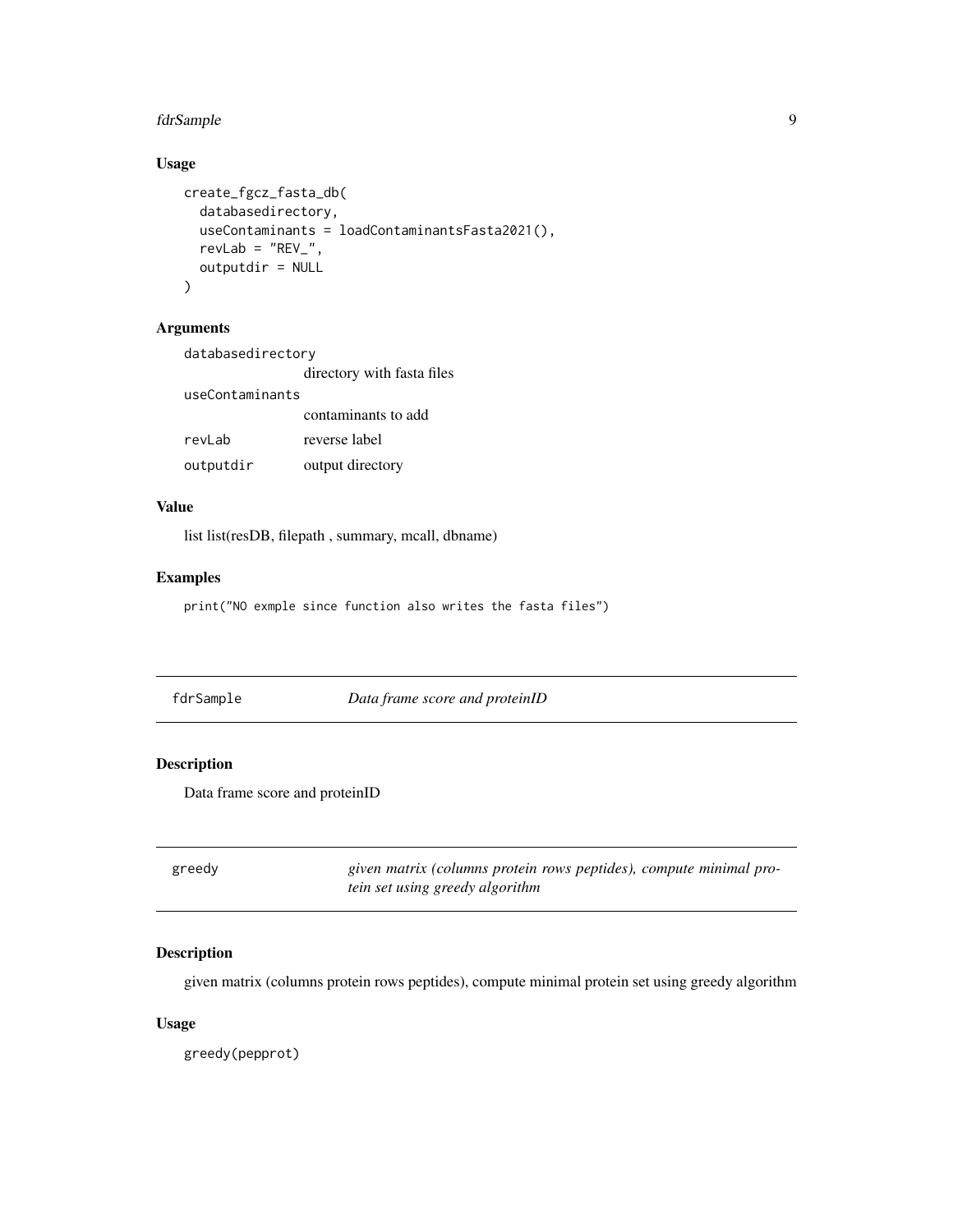## Usage

```
create_fgcz_fasta_db(
  databasedirectory,
  useContaminants = loadContaminantsFasta2021(),
  revLab = "REV_",
  outputdir = NULL
)
```

## Arguments

| | |
|---|---|
| databasedirectory | directory with fasta files |
| useContaminants | contaminants to add |
| revLab | reverse label |
| outputdir | output directory |

## Value

list list(resDB, filepath , summary, mcall, dbname)

## Examples

```
print("NO exmple since function also writes the fasta files")
```

---

# fdrSample — *Data frame score and proteinID*

## Description

Data frame score and proteinID

---

# greedy — *given matrix (columns protein rows peptides), compute minimal protein set using greedy algorithm*

## Description

given matrix (columns protein rows peptides), compute minimal protein set using greedy algorithm

## Usage

```
greedy(pepprot)
```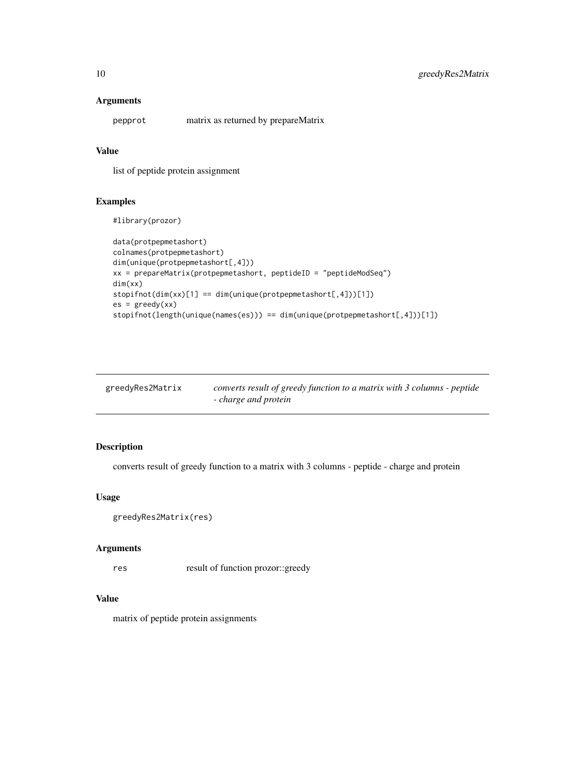### Arguments

`pepprot` matrix as returned by prepareMatrix

### Value

list of peptide protein assignment

### Examples

```
#library(prozor)

data(protpepmetashort)
colnames(protpepmetashort)
dim(unique(protpepmetashort[,4]))
xx = prepareMatrix(protpepmetashort, peptideID = "peptideModSeq")
dim(xx)
stopifnot(dim(xx)[1] == dim(unique(protpepmetashort[,4]))[1])
es = greedy(xx)
stopifnot(length(unique(names(es))) == dim(unique(protpepmetashort[,4]))[1])
```

---

## greedyRes2Matrix

*converts result of greedy function to a matrix with 3 columns - peptide - charge and protein*

### Description

converts result of greedy function to a matrix with 3 columns - peptide - charge and protein

### Usage

```
greedyRes2Matrix(res)
```

### Arguments

`res` result of function prozor::greedy

### Value

matrix of peptide protein assignments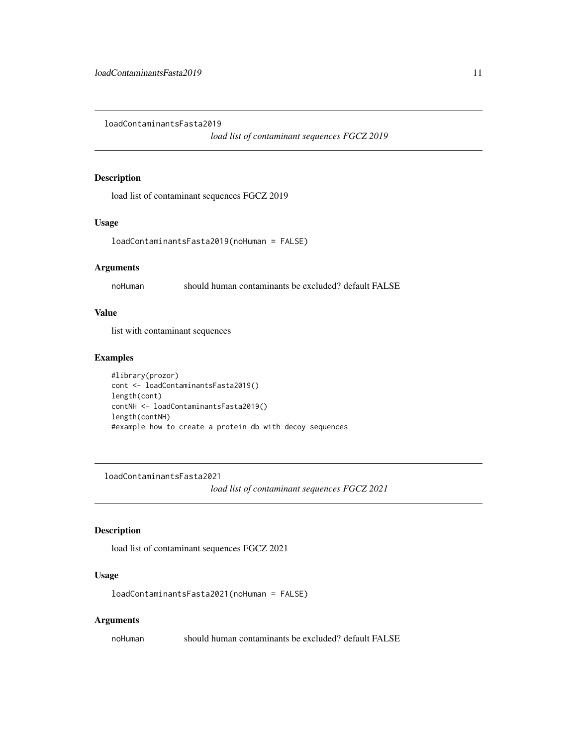## loadContaminantsFasta2019

*load list of contaminant sequences FGCZ 2019*

### Description

load list of contaminant sequences FGCZ 2019

### Usage

```
loadContaminantsFasta2019(noHuman = FALSE)
```

### Arguments

| | |
|---|---|
| noHuman | should human contaminants be excluded? default FALSE |

### Value

list with contaminant sequences

### Examples

```
#library(prozor)
cont <- loadContaminantsFasta2019()
length(cont)
contNH <- loadContaminantsFasta2019()
length(contNH)
#example how to create a protein db with decoy sequences
```

## loadContaminantsFasta2021

*load list of contaminant sequences FGCZ 2021*

### Description

load list of contaminant sequences FGCZ 2021

### Usage

```
loadContaminantsFasta2021(noHuman = FALSE)
```

### Arguments

| | |
|---|---|
| noHuman | should human contaminants be excluded? default FALSE |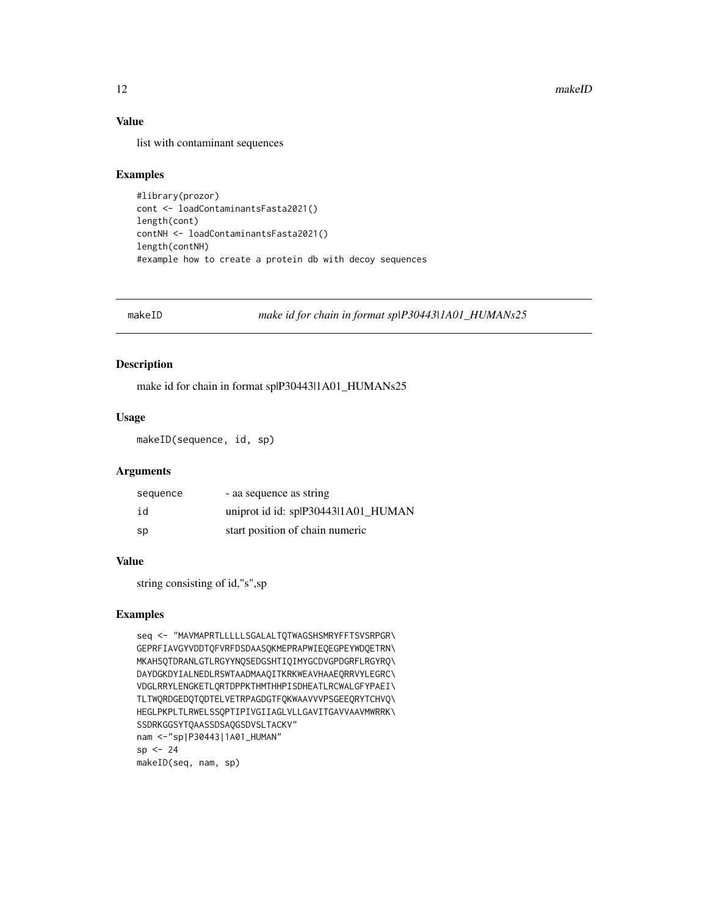## Value

list with contaminant sequences

## Examples

```
#library(prozor)
cont <- loadContaminantsFasta2021()
length(cont)
contNH <- loadContaminantsFasta2021()
length(contNH)
#example how to create a protein db with decoy sequences
```

---

# makeID — *make id for chain in format sp|P30443|1A01_HUMANs25*

## Description

make id for chain in format sp|P30443|1A01_HUMANs25

## Usage

```
makeID(sequence, id, sp)
```

## Arguments

| | |
|---|---|
| sequence | - aa sequence as string |
| id | uniprot id id: sp|P30443|1A01_HUMAN |
| sp | start position of chain numeric |

## Value

string consisting of id,"s",sp

## Examples

```
seq <- "MAVMAPRTLLLLLSGALALTQTWAGSHSMRYFFTSVSRPGR\
GEPRFIAVGYVDDTQFVRFDSDAASQKMEPRAPWIEQEGPEYWDQETRN\
MKAHSQTDRANLGTLRGYYNQSEDGSHTIQIMYGCDVGPDGRFLRGYRQ\
DAYDGKDYIALNEDLRSWTAADMAAQITKRKWEAVHAAEQRRVYLEGRC\
VDGLRRYLENGKETLQRTDPPKTHMTHHPISDHEATLRCWALGFYPAEI\
TLTWQRDGEDQTQDTELVETRPAGDGTFQKWAAVVVPSGEEQRYTCHVQ\
HEGLPKPLTLRWELSSQPTIPIVGIIAGLVLLGAVITGAVVAAVMWRRK\
SSDRKGGSYTQAASSDSAQGSDVSLTACKV"
nam <-"sp|P30443|1A01_HUMAN"
sp <- 24
makeID(seq, nam, sp)
```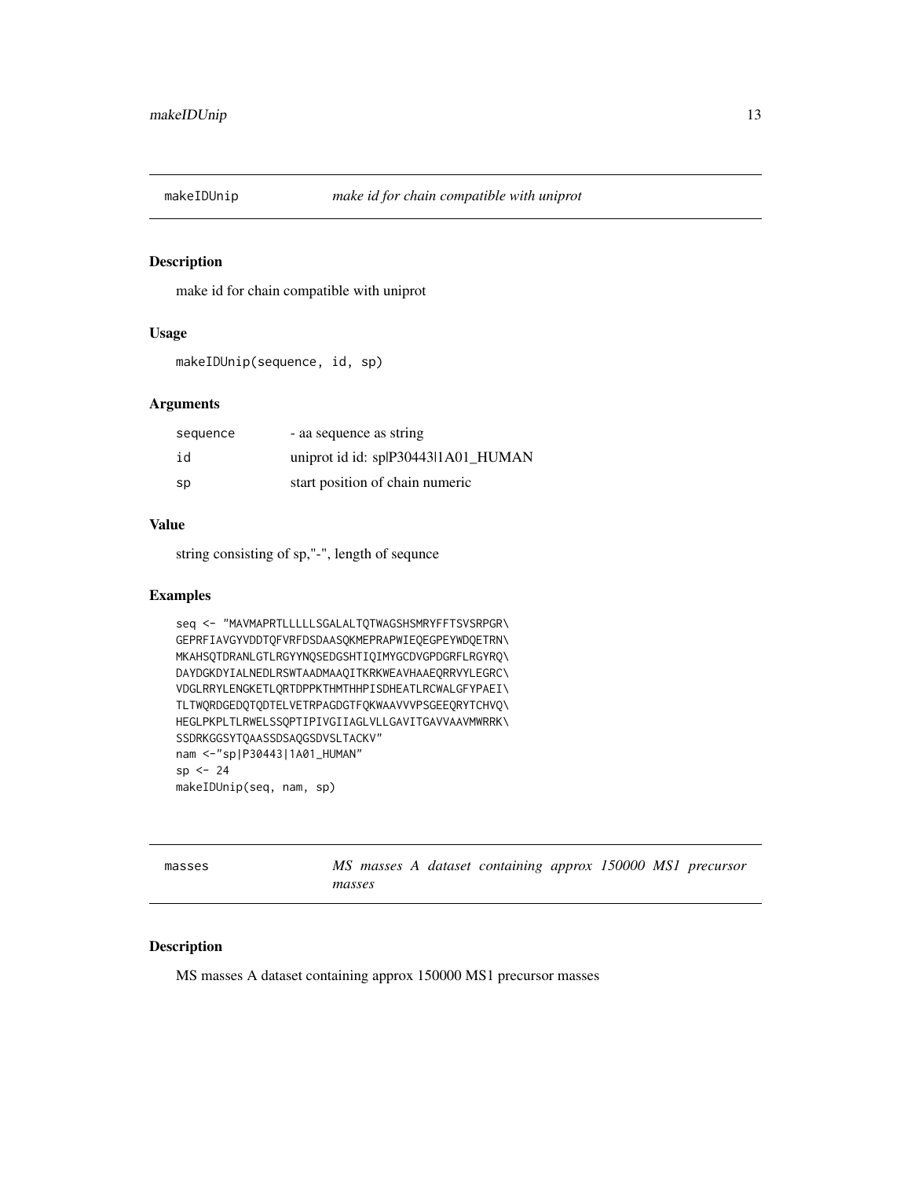## makeIDUnip *make id for chain compatible with uniprot*

### Description

make id for chain compatible with uniprot

### Usage

```
makeIDUnip(sequence, id, sp)
```

### Arguments

| | |
|---|---|
| sequence | - aa sequence as string |
| id | uniprot id id: sp|P30443|1A01_HUMAN |
| sp | start position of chain numeric |

### Value

string consisting of sp,"-", length of sequnce

### Examples

```
seq <- "MAVMAPRTLLLLLSGALALTQTWAGSHSMRYFFTSVSRPGR\
GEPRFIAVGYVDDTQFVRFDSDAASQKMEPRAPWIEQEGPEYWDQETRN\
MKAHSQTDRANLGTLRGYYNQSEDGSHTIQIMYGCDVGPDGRFLRGYRQ\
DAYDGKDYIALNEDLRSWTAADMAAQITKRKWEAVHAAEQRRVYLEGRC\
VDGLRRYLENGKETLQRTDPPKTHMTHHPISDHEATLRCWALGFYPAEI\
TLTWQRDGEDQTQDTELVETRPAGDGTFQKWAAVVVPSGEEQRYTCHVQ\
HEGLPKPLTLRWELSSQPTIPIVGIIAGLVLLGAVITGAVVAAVMWRRK\
SSDRKGGSYTQAASSDSAQGSDVSLTACKV"
nam <-"sp|P30443|1A01_HUMAN"
sp <- 24
makeIDUnip(seq, nam, sp)
```

## masses *MS masses A dataset containing approx 150000 MS1 precursor masses*

### Description

MS masses A dataset containing approx 150000 MS1 precursor masses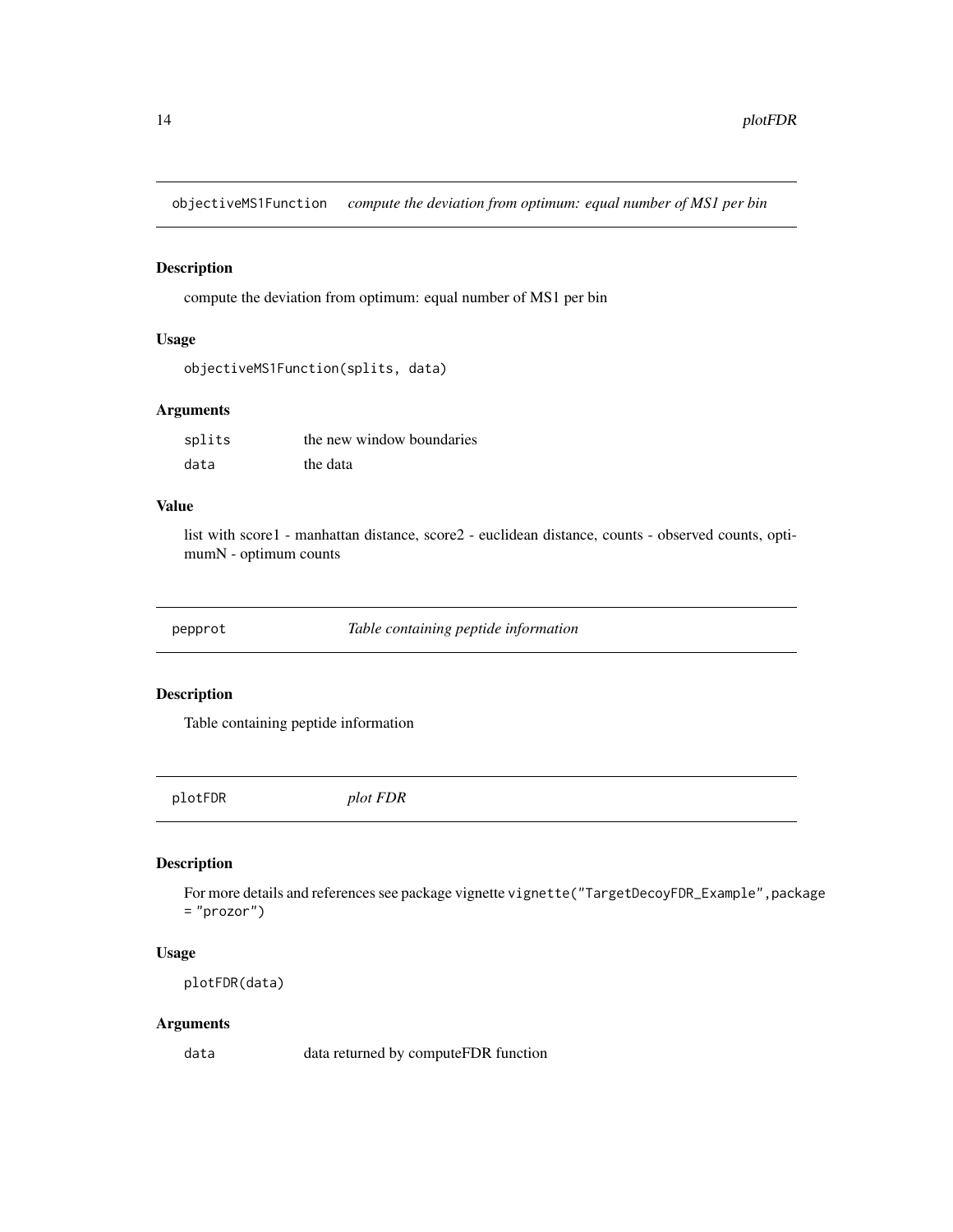## objectiveMS1Function *compute the deviation from optimum: equal number of MS1 per bin*

### Description

compute the deviation from optimum: equal number of MS1 per bin

### Usage

```
objectiveMS1Function(splits, data)
```

### Arguments

| | |
|---|---|
| splits | the new window boundaries |
| data | the data |

### Value

list with score1 - manhattan distance, score2 - euclidean distance, counts - observed counts, optimumN - optimum counts

## pepprot *Table containing peptide information*

### Description

Table containing peptide information

## plotFDR *plot FDR*

### Description

For more details and references see package vignette `vignette("TargetDecoyFDR_Example",package = "prozor")`

### Usage

```
plotFDR(data)
```

### Arguments

| | |
|---|---|
| data | data returned by computeFDR function |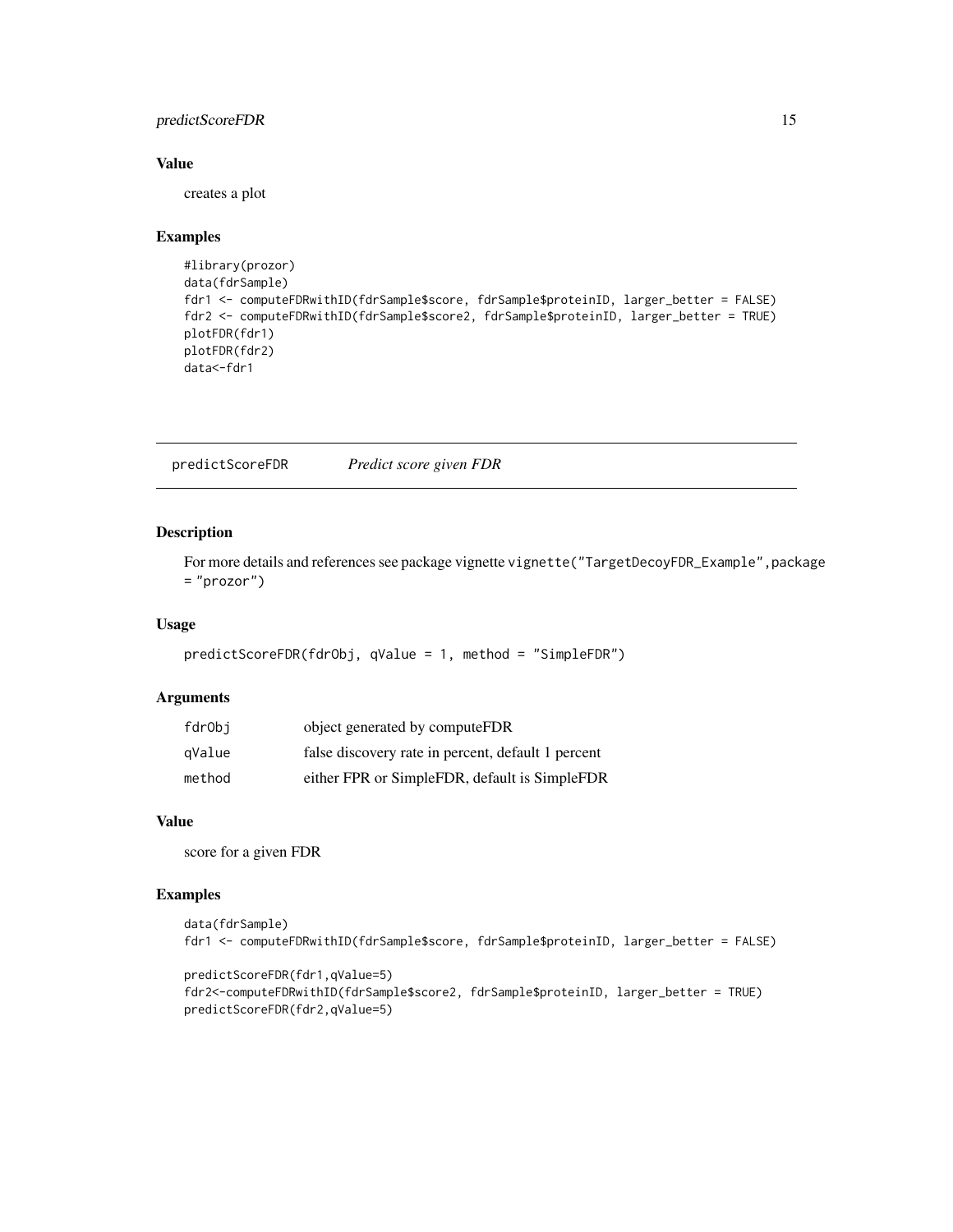### Value

creates a plot

### Examples

```
#library(prozor)
data(fdrSample)
fdr1 <- computeFDRwithID(fdrSample$score, fdrSample$proteinID, larger_better = FALSE)
fdr2 <- computeFDRwithID(fdrSample$score2, fdrSample$proteinID, larger_better = TRUE)
plotFDR(fdr1)
plotFDR(fdr2)
data<-fdr1
```

---

## predictScoreFDR    *Predict score given FDR*

### Description

For more details and references see package vignette `vignette("TargetDecoyFDR_Example",package = "prozor")`

### Usage

```
predictScoreFDR(fdrObj, qValue = 1, method = "SimpleFDR")
```

### Arguments

| | |
|---|---|
| `fdrObj` | object generated by computeFDR |
| `qValue` | false discovery rate in percent, default 1 percent |
| `method` | either FPR or SimpleFDR, default is SimpleFDR |

### Value

score for a given FDR

### Examples

```
data(fdrSample)
fdr1 <- computeFDRwithID(fdrSample$score, fdrSample$proteinID, larger_better = FALSE)

predictScoreFDR(fdr1,qValue=5)
fdr2<-computeFDRwithID(fdrSample$score2, fdrSample$proteinID, larger_better = TRUE)
predictScoreFDR(fdr2,qValue=5)
```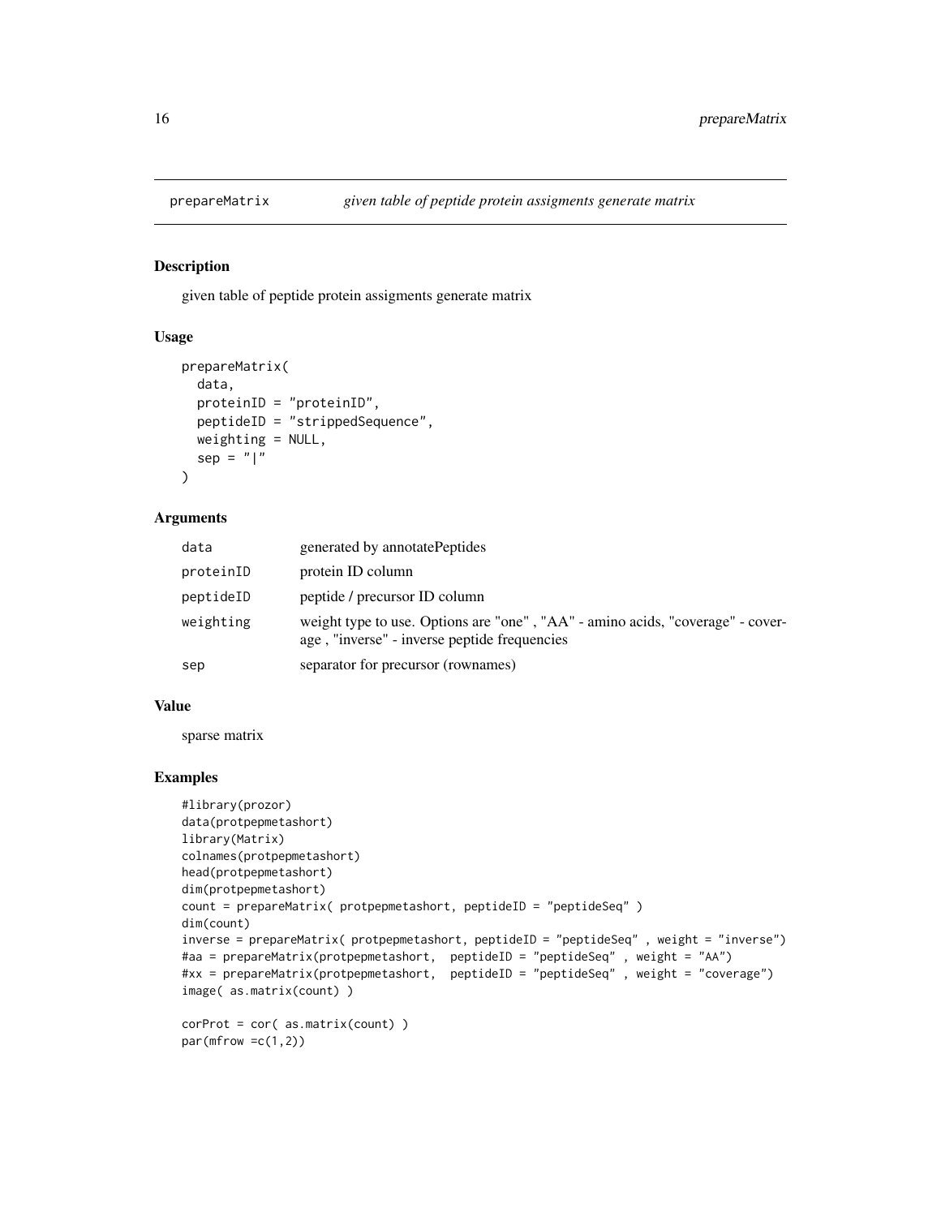# prepareMatrix *given table of peptide protein assigments generate matrix*

## Description

given table of peptide protein assigments generate matrix

## Usage

```
prepareMatrix(
  data,
  proteinID = "proteinID",
  peptideID = "strippedSequence",
  weighting = NULL,
  sep = "|"
)
```

## Arguments

| | |
|---|---|
| `data` | generated by annotatePeptides |
| `proteinID` | protein ID column |
| `peptideID` | peptide / precursor ID column |
| `weighting` | weight type to use. Options are "one" , "AA" - amino acids, "coverage" - coverage , "inverse" - inverse peptide frequencies |
| `sep` | separator for precursor (rownames) |

## Value

sparse matrix

## Examples

```
#library(prozor)
data(protpepmetashort)
library(Matrix)
colnames(protpepmetashort)
head(protpepmetashort)
dim(protpepmetashort)
count = prepareMatrix( protpepmetashort, peptideID = "peptideSeq" )
dim(count)
inverse = prepareMatrix( protpepmetashort, peptideID = "peptideSeq" , weight = "inverse")
#aa = prepareMatrix(protpepmetashort,  peptideID = "peptideSeq" , weight = "AA")
#xx = prepareMatrix(protpepmetashort,  peptideID = "peptideSeq" , weight = "coverage")
image( as.matrix(count) )

corProt = cor( as.matrix(count) )
par(mfrow =c(1,2))
```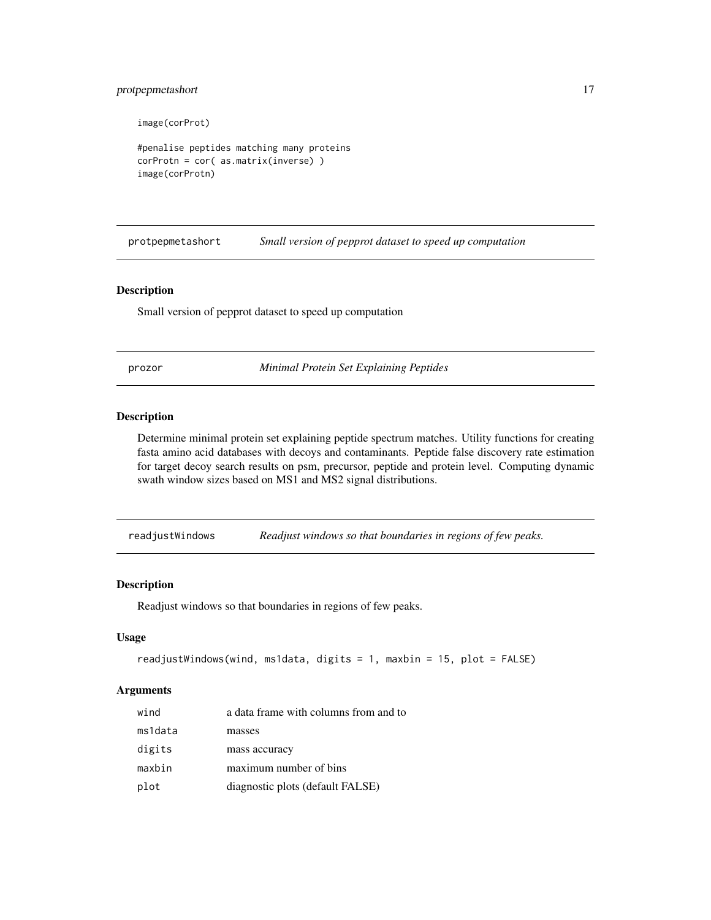```
image(corProt)

#penalise peptides matching many proteins
corProtn = cor( as.matrix(inverse) )
image(corProtn)
```

## protpepmetashort — *Small version of pepprot dataset to speed up computation*

### Description

Small version of pepprot dataset to speed up computation

## prozor — *Minimal Protein Set Explaining Peptides*

### Description

Determine minimal protein set explaining peptide spectrum matches. Utility functions for creating fasta amino acid databases with decoys and contaminants. Peptide false discovery rate estimation for target decoy search results on psm, precursor, peptide and protein level. Computing dynamic swath window sizes based on MS1 and MS2 signal distributions.

## readjustWindows — *Readjust windows so that boundaries in regions of few peaks.*

### Description

Readjust windows so that boundaries in regions of few peaks.

### Usage

```
readjustWindows(wind, ms1data, digits = 1, maxbin = 15, plot = FALSE)
```

### Arguments

| | |
|---|---|
| wind | a data frame with columns from and to |
| ms1data | masses |
| digits | mass accuracy |
| maxbin | maximum number of bins |
| plot | diagnostic plots (default FALSE) |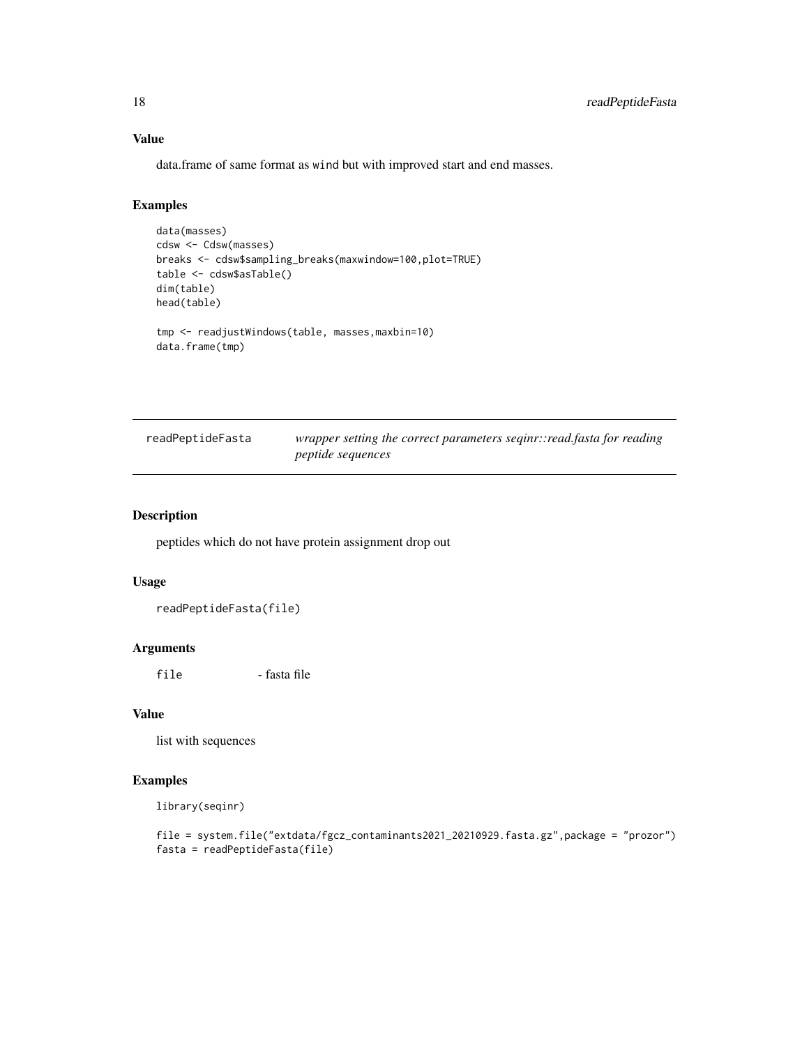## Value

data.frame of same format as wind but with improved start and end masses.

## Examples

```
data(masses)
cdsw <- Cdsw(masses)
breaks <- cdsw$sampling_breaks(maxwindow=100,plot=TRUE)
table <- cdsw$asTable()
dim(table)
head(table)

tmp <- readjustWindows(table, masses,maxbin=10)
data.frame(tmp)
```

---

# readPeptideFasta — *wrapper setting the correct parameters seqinr::read.fasta for reading peptide sequences*

---

## Description

peptides which do not have protein assignment drop out

## Usage

```
readPeptideFasta(file)
```

## Arguments

| | |
|---|---|
| file | - fasta file |

## Value

list with sequences

## Examples

```
library(seqinr)

file = system.file("extdata/fgcz_contaminants2021_20210929.fasta.gz",package = "prozor")
fasta = readPeptideFasta(file)
```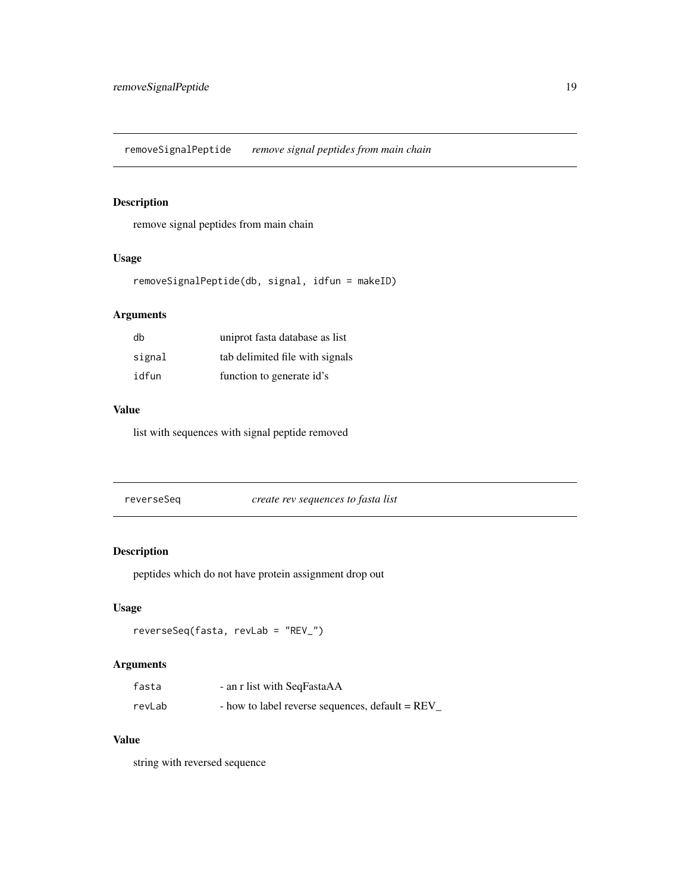## removeSignalPeptide *remove signal peptides from main chain*

### Description

remove signal peptides from main chain

### Usage

```
removeSignalPeptide(db, signal, idfun = makeID)
```

### Arguments

| | |
|---|---|
| db | uniprot fasta database as list |
| signal | tab delimited file with signals |
| idfun | function to generate id's |

### Value

list with sequences with signal peptide removed

## reverseSeq *create rev sequences to fasta list*

### Description

peptides which do not have protein assignment drop out

### Usage

```
reverseSeq(fasta, revLab = "REV_")
```

### Arguments

| | |
|---|---|
| fasta | - an r list with SeqFastaAA |
| revLab | - how to label reverse sequences, default = REV_ |

### Value

string with reversed sequence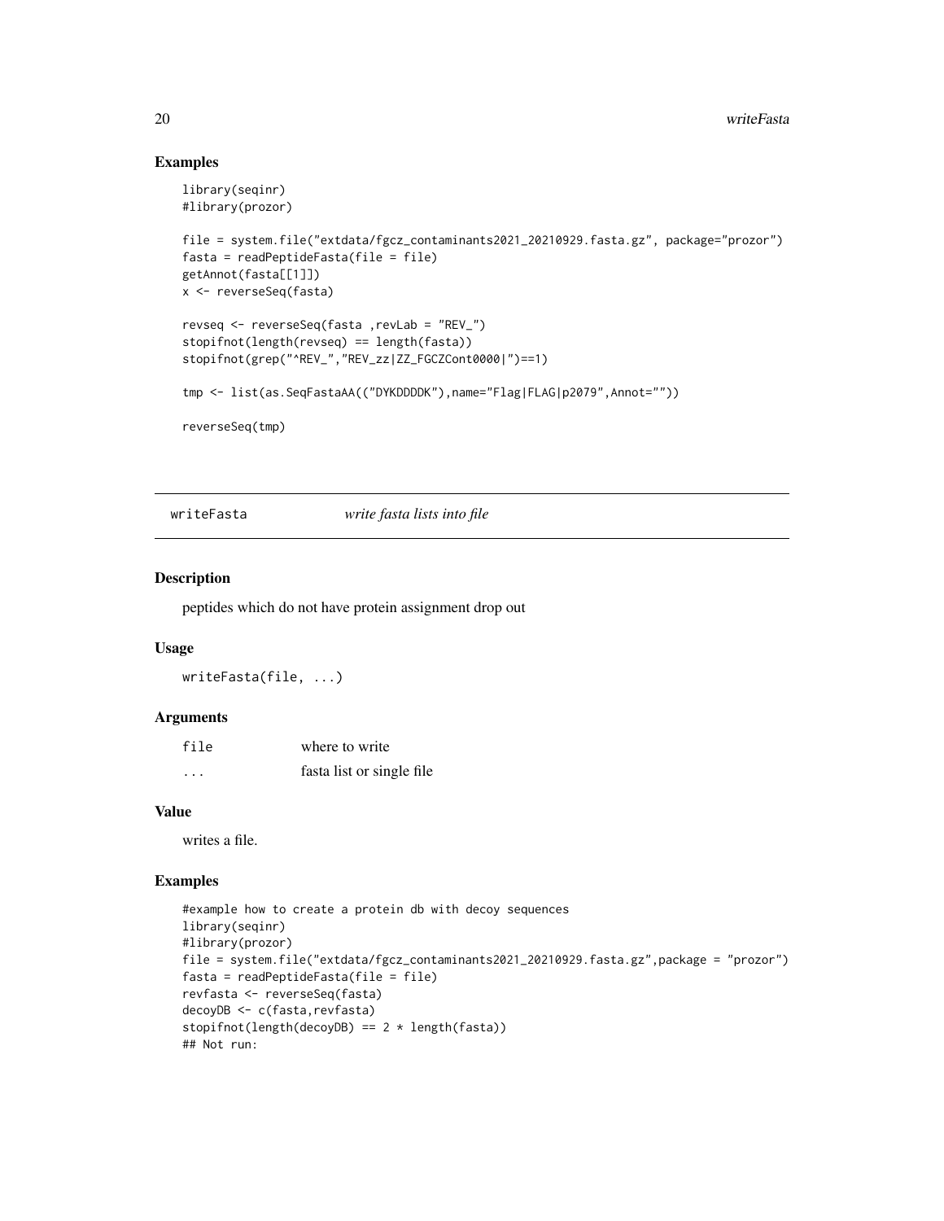### Examples

```
library(seqinr)
#library(prozor)

file = system.file("extdata/fgcz_contaminants2021_20210929.fasta.gz", package="prozor")
fasta = readPeptideFasta(file = file)
getAnnot(fasta[[1]])
x <- reverseSeq(fasta)

revseq <- reverseSeq(fasta ,revLab = "REV_")
stopifnot(length(revseq) == length(fasta))
stopifnot(grep("^REV_","REV_zz|ZZ_FGCZCont0000|")==1)

tmp <- list(as.SeqFastaAA(("DYKDDDDK"),name="Flag|FLAG|p2079",Annot=""))

reverseSeq(tmp)
```

---

## writeFasta *write fasta lists into file*

### Description

peptides which do not have protein assignment drop out

### Usage

```
writeFasta(file, ...)
```

### Arguments

| | |
|---|---|
| file | where to write |
| ... | fasta list or single file |

### Value

writes a file.

### Examples

```
#example how to create a protein db with decoy sequences
library(seqinr)
#library(prozor)
file = system.file("extdata/fgcz_contaminants2021_20210929.fasta.gz",package = "prozor")
fasta = readPeptideFasta(file = file)
revfasta <- reverseSeq(fasta)
decoyDB <- c(fasta,revfasta)
stopifnot(length(decoyDB) == 2 * length(fasta))
## Not run:
```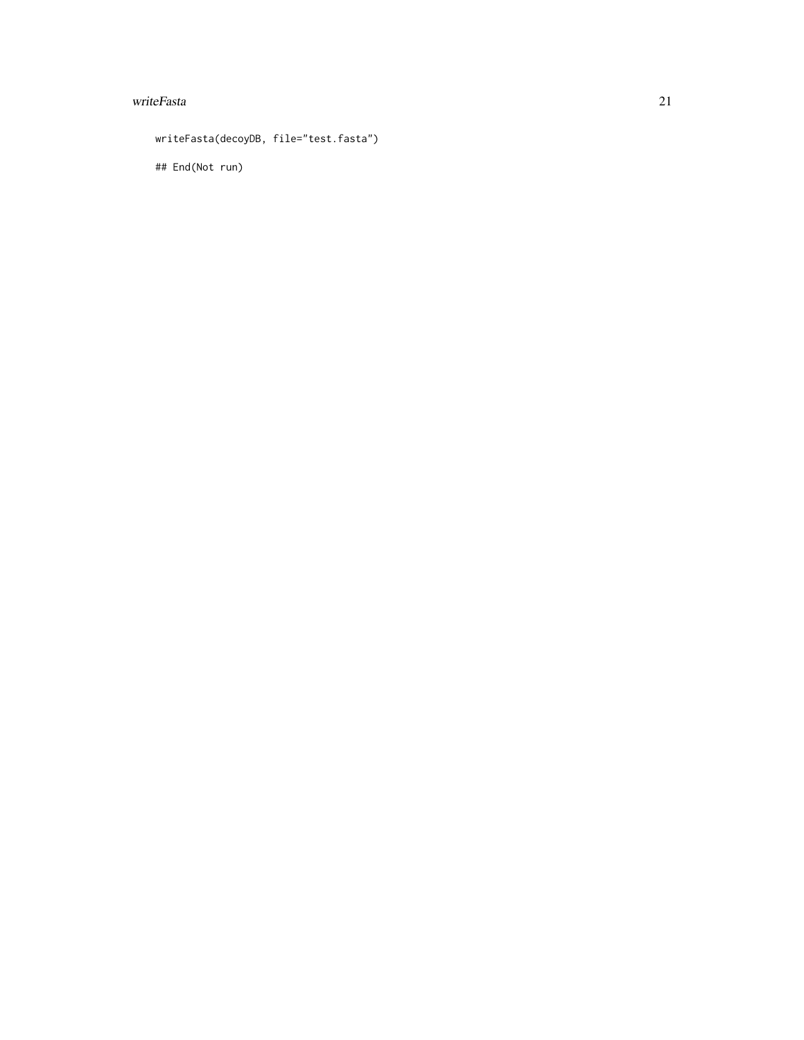```
writeFasta(decoyDB, file="test.fasta")

## End(Not run)
```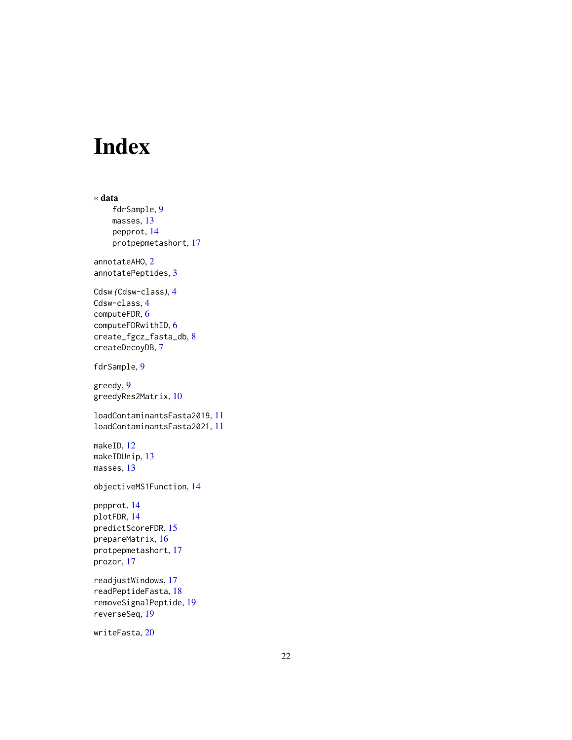# Index

∗ **data**

fdrSample, 9
masses, 13
pepprot, 14
protpepmetashort, 17

annotateAHO, 2
annotatePeptides, 3

Cdsw *(*Cdsw-class*)*, 4
Cdsw-class, 4
computeFDR, 6
computeFDRwithID, 6
create_fgcz_fasta_db, 8
createDecoyDB, 7

fdrSample, 9

greedy, 9
greedyRes2Matrix, 10

loadContaminantsFasta2019, 11
loadContaminantsFasta2021, 11

makeID, 12
makeIDUnip, 13
masses, 13

objectiveMS1Function, 14

pepprot, 14
plotFDR, 14
predictScoreFDR, 15
prepareMatrix, 16
protpepmetashort, 17
prozor, 17

readjustWindows, 17
readPeptideFasta, 18
removeSignalPeptide, 19
reverseSeq, 19

writeFasta, 20